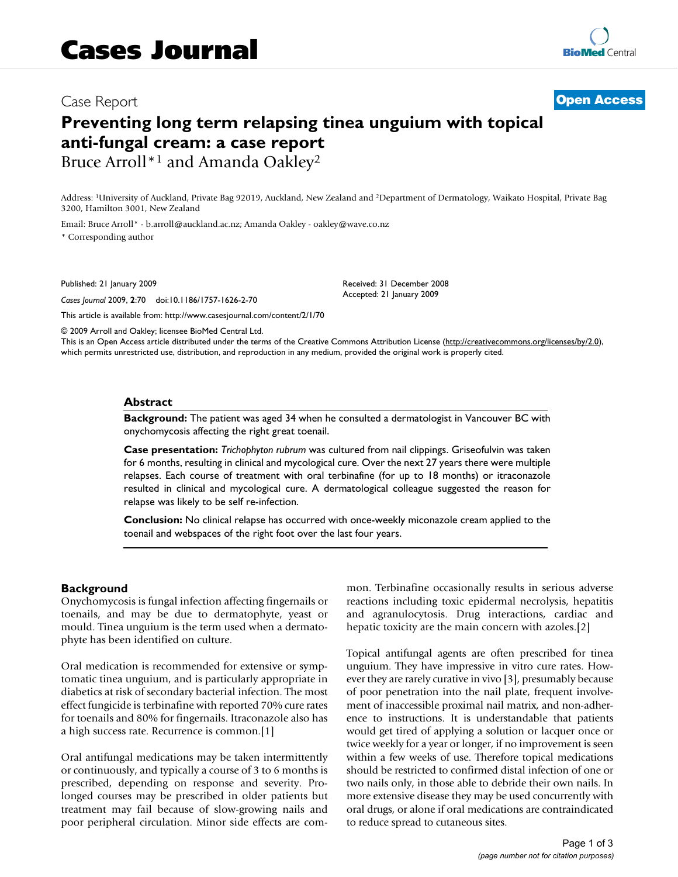# Case Report

# Preventing long term relapsing tinea unguium with topical anti-fungal cream: a case report

Bruce Arroll*[1] and Amanda Oakley[2]

Address: [1]University of Auckland, Private Bag 92019, Auckland, New Zealand and [2]Department of Dermatology, Waikato Hospital, Private Bag 3200, Hamilton 3001, New Zealand

Email: Bruce Arroll* - b.arroll@auckland.ac.nz; Amanda Oakley - oakley@wave.co.nz

* Corresponding author

Published: 21 January 2009

*Cases Journal* 2009, **2**:70 doi:10.1186/1757-1626-2-70

Received: 31 December 2008
Accepted: 21 January 2009

This article is available from: http://www.casesjournal.com/content/2/1/70

© 2009 Arroll and Oakley; licensee BioMed Central Ltd.
This is an Open Access article distributed under the terms of the Creative Commons Attribution License (http://creativecommons.org/licenses/by/2.0), which permits unrestricted use, distribution, and reproduction in any medium, provided the original work is properly cited.

## Abstract

**Background:** The patient was aged 34 when he consulted a dermatologist in Vancouver BC with onychomycosis affecting the right great toenail.

**Case presentation:** *Trichophyton rubrum* was cultured from nail clippings. Griseofulvin was taken for 6 months, resulting in clinical and mycological cure. Over the next 27 years there were multiple relapses. Each course of treatment with oral terbinafine (for up to 18 months) or itraconazole resulted in clinical and mycological cure. A dermatological colleague suggested the reason for relapse was likely to be self re-infection.

**Conclusion:** No clinical relapse has occurred with once-weekly miconazole cream applied to the toenail and webspaces of the right foot over the last four years.

## Background

Onychomycosis is fungal infection affecting fingernails or toenails, and may be due to dermatophyte, yeast or mould. Tinea unguium is the term used when a dermatophyte has been identified on culture.

Oral medication is recommended for extensive or symptomatic tinea unguium, and is particularly appropriate in diabetics at risk of secondary bacterial infection. The most effect fungicide is terbinafine with reported 70% cure rates for toenails and 80% for fingernails. Itraconazole also has a high success rate. Recurrence is common.[1]

Oral antifungal medications may be taken intermittently or continuously, and typically a course of 3 to 6 months is prescribed, depending on response and severity. Prolonged courses may be prescribed in older patients but treatment may fail because of slow-growing nails and poor peripheral circulation. Minor side effects are common. Terbinafine occasionally results in serious adverse reactions including toxic epidermal necrolysis, hepatitis and agranulocytosis. Drug interactions, cardiac and hepatic toxicity are the main concern with azoles.[2]

Topical antifungal agents are often prescribed for tinea unguium. They have impressive in vitro cure rates. However they are rarely curative in vivo [3], presumably because of poor penetration into the nail plate, frequent involvement of inaccessible proximal nail matrix, and non-adherence to instructions. It is understandable that patients would get tired of applying a solution or lacquer once or twice weekly for a year or longer, if no improvement is seen within a few weeks of use. Therefore topical medications should be restricted to confirmed distal infection of one or two nails only, in those able to debride their own nails. In more extensive disease they may be used concurrently with oral drugs, or alone if oral medications are contraindicated to reduce spread to cutaneous sites.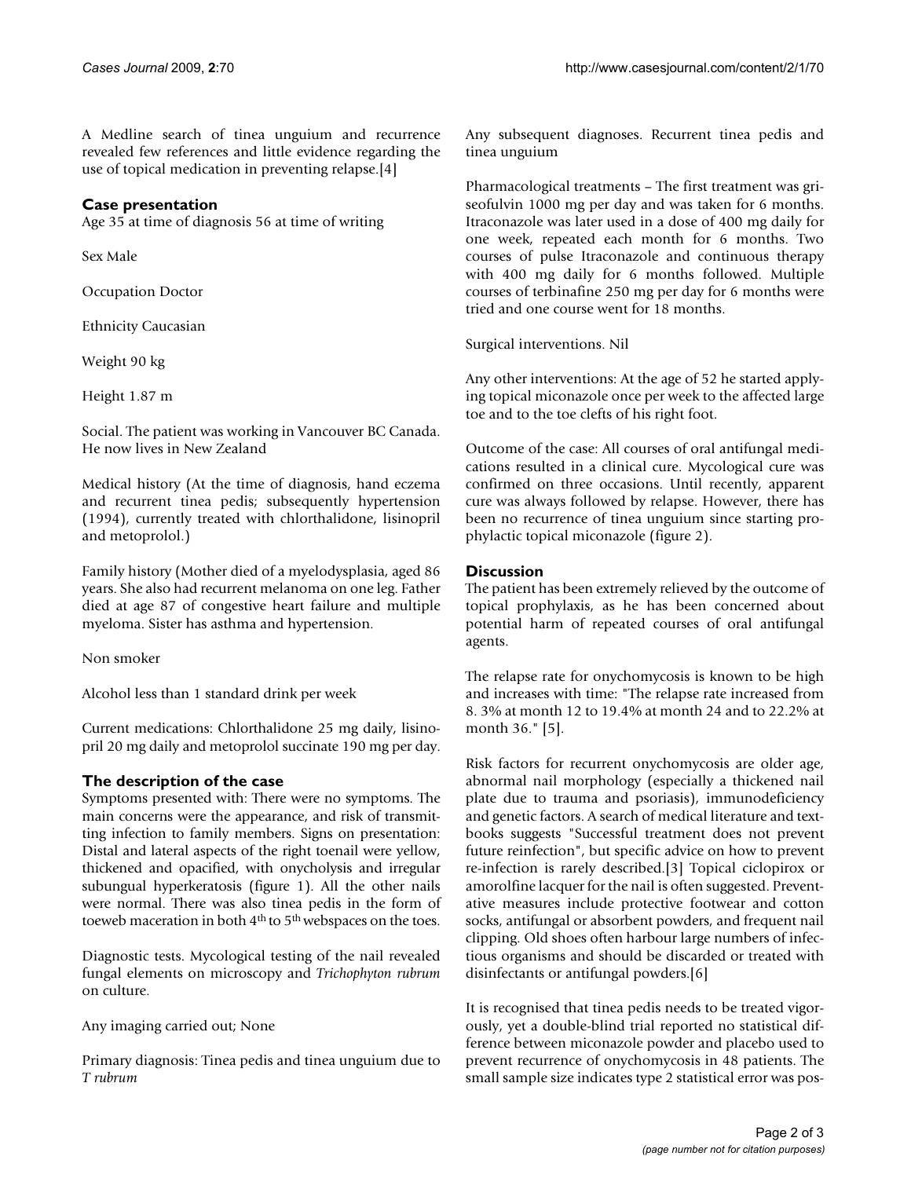A Medline search of tinea unguium and recurrence revealed few references and little evidence regarding the use of topical medication in preventing relapse.[4]

## Case presentation

Age 35 at time of diagnosis 56 at time of writing

Sex Male

Occupation Doctor

Ethnicity Caucasian

Weight 90 kg

Height 1.87 m

Social. The patient was working in Vancouver BC Canada. He now lives in New Zealand

Medical history (At the time of diagnosis, hand eczema and recurrent tinea pedis; subsequently hypertension (1994), currently treated with chlorthalidone, lisinopril and metoprolol.)

Family history (Mother died of a myelodysplasia, aged 86 years. She also had recurrent melanoma on one leg. Father died at age 87 of congestive heart failure and multiple myeloma. Sister has asthma and hypertension.

Non smoker

Alcohol less than 1 standard drink per week

Current medications: Chlorthalidone 25 mg daily, lisinopril 20 mg daily and metoprolol succinate 190 mg per day.

## The description of the case

Symptoms presented with: There were no symptoms. The main concerns were the appearance, and risk of transmitting infection to family members. Signs on presentation: Distal and lateral aspects of the right toenail were yellow, thickened and opacified, with onycholysis and irregular subungual hyperkeratosis (figure 1). All the other nails were normal. There was also tinea pedis in the form of toeweb maceration in both 4th to 5th webspaces on the toes.

Diagnostic tests. Mycological testing of the nail revealed fungal elements on microscopy and *Trichophyton rubrum* on culture.

Any imaging carried out; None

Primary diagnosis: Tinea pedis and tinea unguium due to *T rubrum*

Any subsequent diagnoses. Recurrent tinea pedis and tinea unguium

Pharmacological treatments – The first treatment was griseofulvin 1000 mg per day and was taken for 6 months. Itraconazole was later used in a dose of 400 mg daily for one week, repeated each month for 6 months. Two courses of pulse Itraconazole and continuous therapy with 400 mg daily for 6 months followed. Multiple courses of terbinafine 250 mg per day for 6 months were tried and one course went for 18 months.

Surgical interventions. Nil

Any other interventions: At the age of 52 he started applying topical miconazole once per week to the affected large toe and to the toe clefts of his right foot.

Outcome of the case: All courses of oral antifungal medications resulted in a clinical cure. Mycological cure was confirmed on three occasions. Until recently, apparent cure was always followed by relapse. However, there has been no recurrence of tinea unguium since starting prophylactic topical miconazole (figure 2).

## Discussion

The patient has been extremely relieved by the outcome of topical prophylaxis, as he has been concerned about potential harm of repeated courses of oral antifungal agents.

The relapse rate for onychomycosis is known to be high and increases with time: "The relapse rate increased from 8. 3% at month 12 to 19.4% at month 24 and to 22.2% at month 36." [5].

Risk factors for recurrent onychomycosis are older age, abnormal nail morphology (especially a thickened nail plate due to trauma and psoriasis), immunodeficiency and genetic factors. A search of medical literature and textbooks suggests "Successful treatment does not prevent future reinfection", but specific advice on how to prevent re-infection is rarely described.[3] Topical ciclopirox or amorolfine lacquer for the nail is often suggested. Preventative measures include protective footwear and cotton socks, antifungal or absorbent powders, and frequent nail clipping. Old shoes often harbour large numbers of infectious organisms and should be discarded or treated with disinfectants or antifungal powders.[6]

It is recognised that tinea pedis needs to be treated vigorously, yet a double-blind trial reported no statistical difference between miconazole powder and placebo used to prevent recurrence of onychomycosis in 48 patients. The small sample size indicates type 2 statistical error was pos-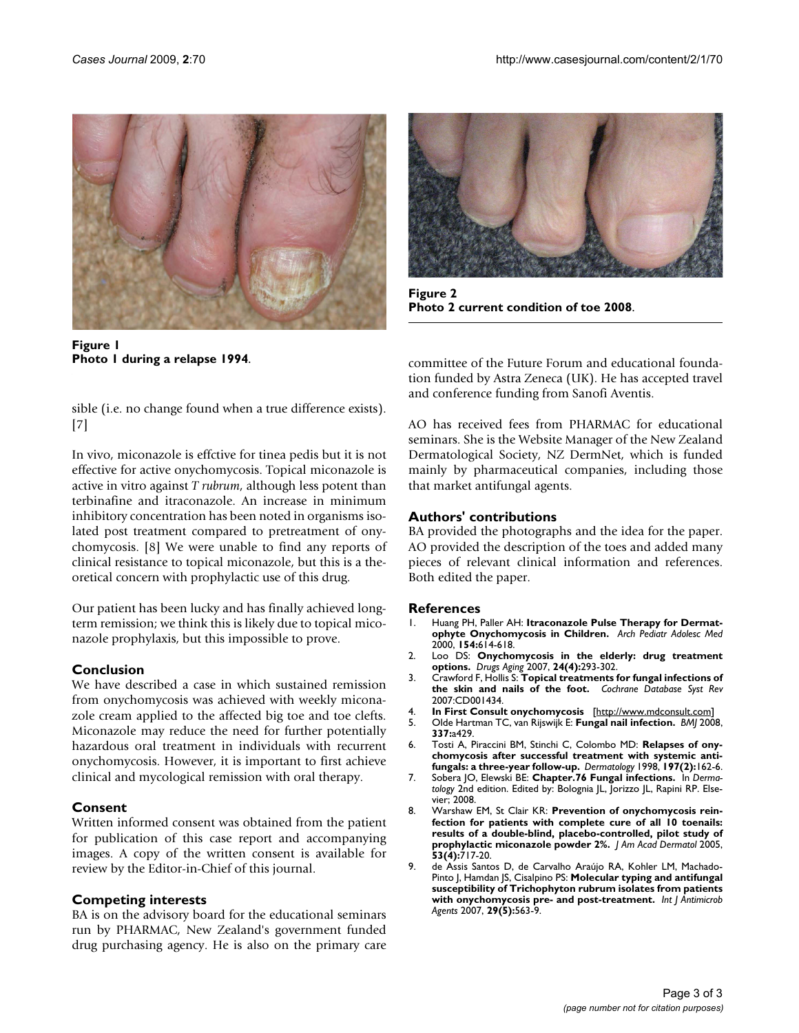Figure 1
**Photo 1 during a relapse 1994**.

Figure 2
**Photo 2 current condition of toe 2008**.

sible (i.e. no change found when a true difference exists). [7]

In vivo, miconazole is effctive for tinea pedis but it is not effective for active onychomycosis. Topical miconazole is active in vitro against *T rubrum*, although less potent than terbinafine and itraconazole. An increase in minimum inhibitory concentration has been noted in organisms isolated post treatment compared to pretreatment of onychomycosis. [8] We were unable to find any reports of clinical resistance to topical miconazole, but this is a theoretical concern with prophylactic use of this drug.

Our patient has been lucky and has finally achieved long-term remission; we think this is likely due to topical miconazole prophylaxis, but this impossible to prove.

## Conclusion

We have described a case in which sustained remission from onychomycosis was achieved with weekly miconazole cream applied to the affected big toe and toe clefts. Miconazole may reduce the need for further potentially hazardous oral treatment in individuals with recurrent onychomycosis. However, it is important to first achieve clinical and mycological remission with oral therapy.

## Consent

Written informed consent was obtained from the patient for publication of this case report and accompanying images. A copy of the written consent is available for review by the Editor-in-Chief of this journal.

## Competing interests

BA is on the advisory board for the educational seminars run by PHARMAC, New Zealand's government funded drug purchasing agency. He is also on the primary care committee of the Future Forum and educational foundation funded by Astra Zeneca (UK). He has accepted travel and conference funding from Sanofi Aventis.

AO has received fees from PHARMAC for educational seminars. She is the Website Manager of the New Zealand Dermatological Society, NZ DermNet, which is funded mainly by pharmaceutical companies, including those that market antifungal agents.

## Authors' contributions

BA provided the photographs and the idea for the paper. AO provided the description of the toes and added many pieces of relevant clinical information and references. Both edited the paper.

## References

1. Huang PH, Paller AH: **Itraconazole Pulse Therapy for Dermatophyte Onychomycosis in Children.** *Arch Pediatr Adolesc Med* 2000, **154:**614-618.
2. Loo DS: **Onychomycosis in the elderly: drug treatment options.** *Drugs Aging* 2007, **24(4):**293-302.
3. Crawford F, Hollis S: **Topical treatments for fungal infections of the skin and nails of the foot.** *Cochrane Database Syst Rev* 2007:CD001434.
4. **In First Consult onychomycosis** [http://www.mdconsult.com]
5. Olde Hartman TC, van Rijswijk E: **Fungal nail infection.** *BMJ* 2008, **337:**a429.
6. Tosti A, Piraccini BM, Stinchi C, Colombo MD: **Relapses of onychomycosis after successful treatment with systemic antifungals: a three-year follow-up.** *Dermatology* 1998, **197(2):**162-6.
7. Sobera JO, Elewski BE: **Chapter.76 Fungal infections.** In *Dermatology* 2nd edition. Edited by: Bolognia JL, Jorizzo JL, Rapini RP. Elsevier; 2008.
8. Warshaw EM, St Clair KR: **Prevention of onychomycosis reinfection for patients with complete cure of all 10 toenails: results of a double-blind, placebo-controlled, pilot study of prophylactic miconazole powder 2%.** *J Am Acad Dermatol* 2005, **53(4):**717-20.
9. de Assis Santos D, de Carvalho Araújo RA, Kohler LM, Machado-Pinto J, Hamdan JS, Cisalpino PS: **Molecular typing and antifungal susceptibility of Trichophyton rubrum isolates from patients with onychomycosis pre- and post-treatment.** *Int J Antimicrob Agents* 2007, **29(5):**563-9.